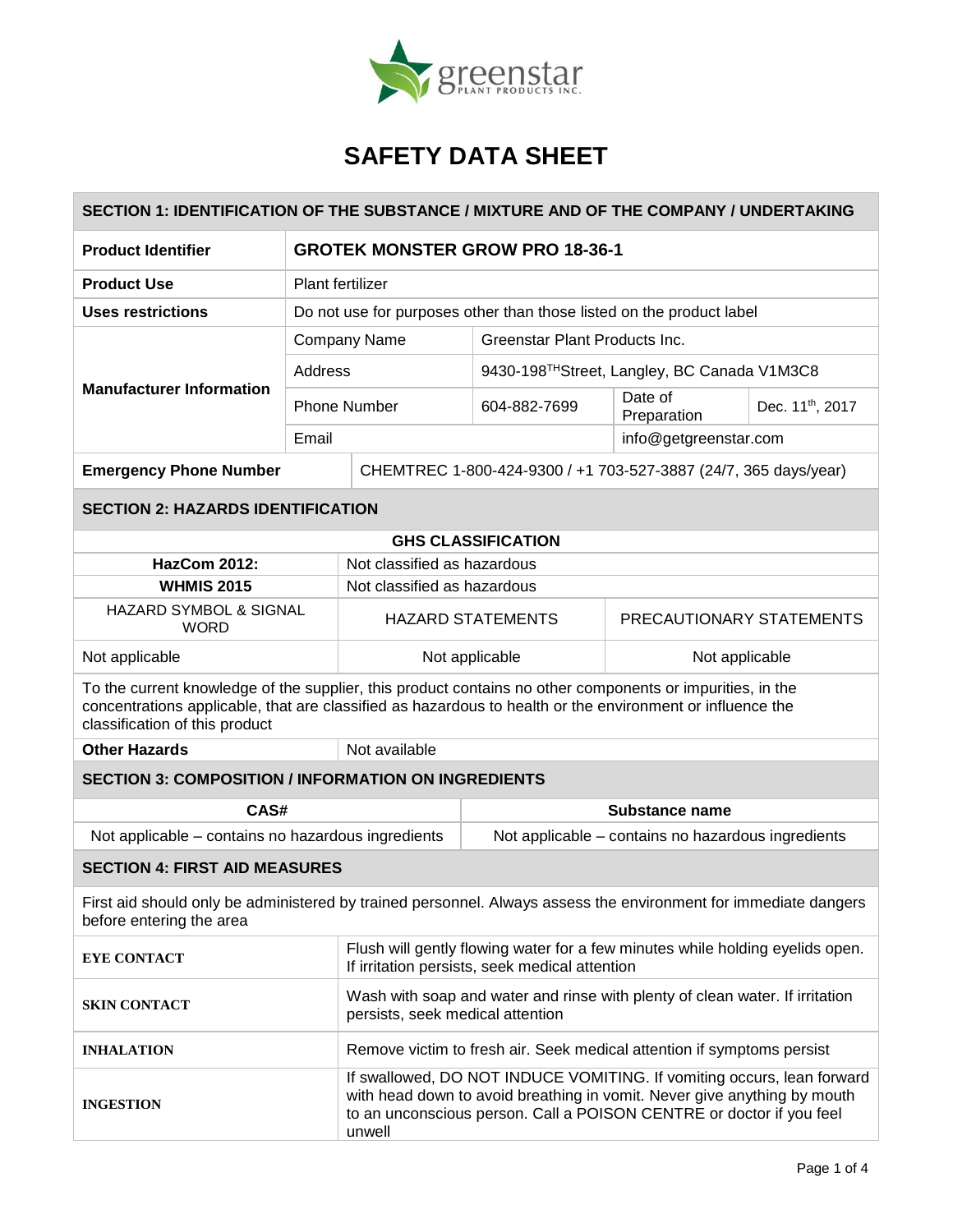# SAFETY DATA SHEET

## SECTION 1: IDENTIFICATION OF THE SUBSTANCE / MIXTURE AND OF THE COMPANY / UNDERTAKING

| | | | | |
|---|---|---|---|---|
| **Product Identifier** | **GROTEK MONSTER GROW PRO 18-36-1** | | | |
| **Product Use** | Plant fertilizer | | | |
| **Uses restrictions** | Do not use for purposes other than those listed on the product label | | | |
| **Manufacturer Information** | Company Name | Greenstar Plant Products Inc. | | |
| | Address | 9430-198TH Street, Langley, BC Canada V1M3C8 | | |
| | Phone Number | 604-882-7699 | Date of Preparation | Dec. 11th, 2017 |
| | Email | | info@getgreenstar.com | |
| **Emergency Phone Number** | CHEMTREC 1-800-424-9300 / +1 703-527-3887 (24/7, 365 days/year) | | | |

## SECTION 2: HAZARDS IDENTIFICATION

| GHS CLASSIFICATION | | |
|---|---|---|
| **HazCom 2012:** | Not classified as hazardous | |
| **WHMIS 2015** | Not classified as hazardous | |
| HAZARD SYMBOL & SIGNAL WORD | HAZARD STATEMENTS | PRECAUTIONARY STATEMENTS |
| Not applicable | Not applicable | Not applicable |

To the current knowledge of the supplier, this product contains no other components or impurities, in the concentrations applicable, that are classified as hazardous to health or the environment or influence the classification of this product

| | |
|---|---|
| **Other Hazards** | Not available |

## SECTION 3: COMPOSITION / INFORMATION ON INGREDIENTS

| CAS# | Substance name |
|---|---|
| Not applicable – contains no hazardous ingredients | Not applicable – contains no hazardous ingredients |

## SECTION 4: FIRST AID MEASURES

First aid should only be administered by trained personnel. Always assess the environment for immediate dangers before entering the area

| | |
|---|---|
| **EYE CONTACT** | Flush will gently flowing water for a few minutes while holding eyelids open. If irritation persists, seek medical attention |
| **SKIN CONTACT** | Wash with soap and water and rinse with plenty of clean water. If irritation persists, seek medical attention |
| **INHALATION** | Remove victim to fresh air. Seek medical attention if symptoms persist |
| **INGESTION** | If swallowed, DO NOT INDUCE VOMITING. If vomiting occurs, lean forward with head down to avoid breathing in vomit. Never give anything by mouth to an unconscious person. Call a POISON CENTRE or doctor if you feel unwell |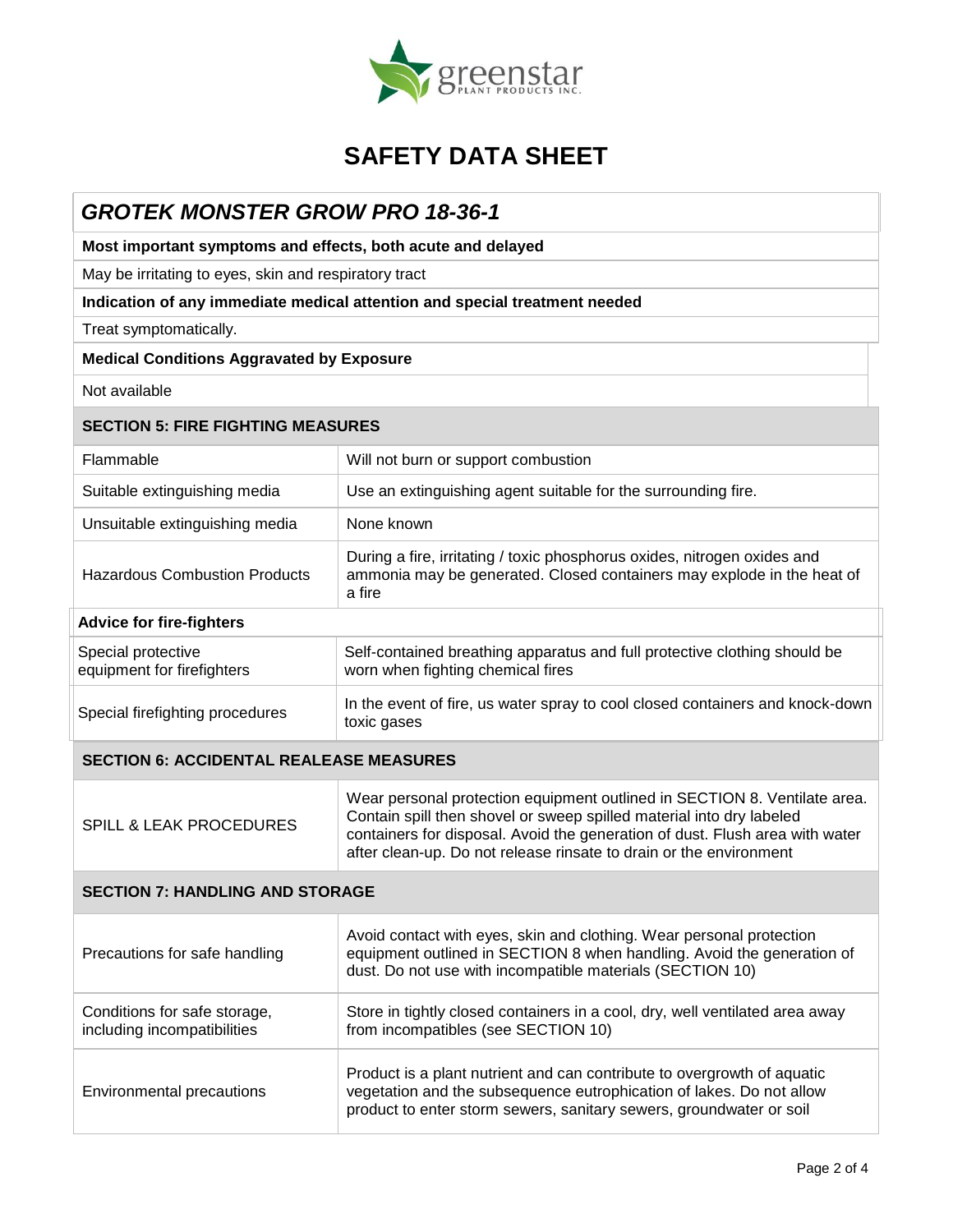# SAFETY DATA SHEET

## *GROTEK MONSTER GROW PRO 18-36-1*

**Most important symptoms and effects, both acute and delayed**

May be irritating to eyes, skin and respiratory tract

**Indication of any immediate medical attention and special treatment needed**

Treat symptomatically.

**Medical Conditions Aggravated by Exposure**

Not available

### SECTION 5: FIRE FIGHTING MEASURES

| | |
|---|---|
| Flammable | Will not burn or support combustion |
| Suitable extinguishing media | Use an extinguishing agent suitable for the surrounding fire. |
| Unsuitable extinguishing media | None known |
| Hazardous Combustion Products | During a fire, irritating / toxic phosphorus oxides, nitrogen oxides and ammonia may be generated. Closed containers may explode in the heat of a fire |

**Advice for fire-fighters**

| | |
|---|---|
| Special protective equipment for firefighters | Self-contained breathing apparatus and full protective clothing should be worn when fighting chemical fires |
| Special firefighting procedures | In the event of fire, us water spray to cool closed containers and knock-down toxic gases |

### SECTION 6: ACCIDENTAL REALEASE MEASURES

| | |
|---|---|
| SPILL & LEAK PROCEDURES | Wear personal protection equipment outlined in SECTION 8. Ventilate area. Contain spill then shovel or sweep spilled material into dry labeled containers for disposal. Avoid the generation of dust. Flush area with water after clean-up. Do not release rinsate to drain or the environment |

### SECTION 7: HANDLING AND STORAGE

| | |
|---|---|
| Precautions for safe handling | Avoid contact with eyes, skin and clothing. Wear personal protection equipment outlined in SECTION 8 when handling. Avoid the generation of dust. Do not use with incompatible materials (SECTION 10) |
| Conditions for safe storage, including incompatibilities | Store in tightly closed containers in a cool, dry, well ventilated area away from incompatibles (see SECTION 10) |
| Environmental precautions | Product is a plant nutrient and can contribute to overgrowth of aquatic vegetation and the subsequence eutrophication of lakes. Do not allow product to enter storm sewers, sanitary sewers, groundwater or soil |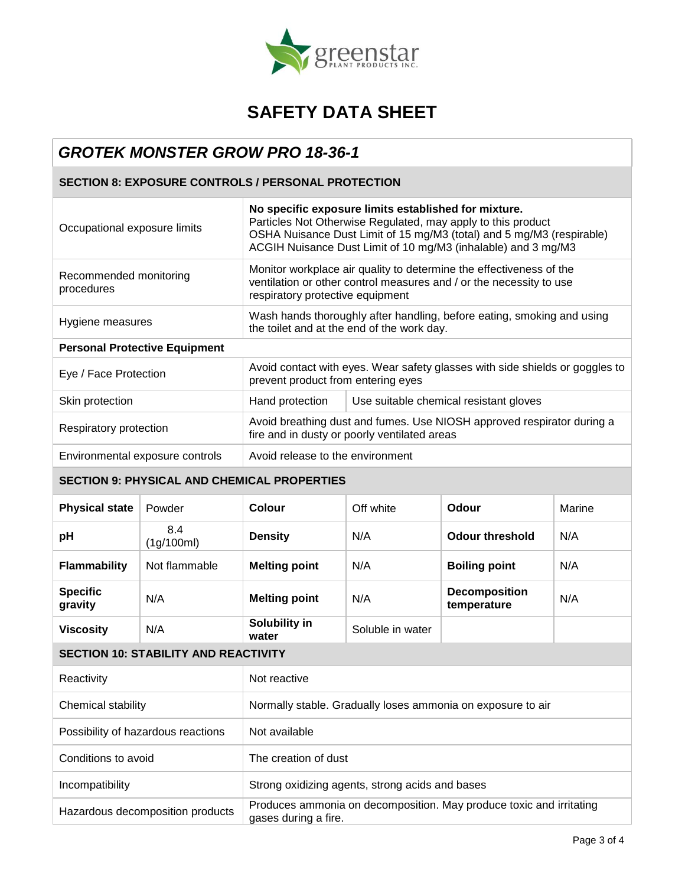# SAFETY DATA SHEET

## GROTEK MONSTER GROW PRO 18-36-1

### SECTION 8: EXPOSURE CONTROLS / PERSONAL PROTECTION

| | | |
|---|---|---|
| Occupational exposure limits | **No specific exposure limits established for mixture.** Particles Not Otherwise Regulated, may apply to this product OSHA Nuisance Dust Limit of 15 mg/M3 (total) and 5 mg/M3 (respirable) ACGIH Nuisance Dust Limit of 10 mg/M3 (inhalable) and 3 mg/M3 | |
| Recommended monitoring procedures | Monitor workplace air quality to determine the effectiveness of the ventilation or other control measures and / or the necessity to use respiratory protective equipment | |
| Hygiene measures | Wash hands thoroughly after handling, before eating, smoking and using the toilet and at the end of the work day. | |
| **Personal Protective Equipment** | | |
| Eye / Face Protection | Avoid contact with eyes. Wear safety glasses with side shields or goggles to prevent product from entering eyes | |
| Skin protection | Hand protection | Use suitable chemical resistant gloves |
| Respiratory protection | Avoid breathing dust and fumes. Use NIOSH approved respirator during a fire and in dusty or poorly ventilated areas | |
| Environmental exposure controls | Avoid release to the environment | |

### SECTION 9: PHYSICAL AND CHEMICAL PROPERTIES

| | | | | | |
|---|---|---|---|---|---|
| **Physical state** | Powder | **Colour** | Off white | **Odour** | Marine |
| **pH** | 8.4 (1g/100ml) | **Density** | N/A | **Odour threshold** | N/A |
| **Flammability** | Not flammable | **Melting point** | N/A | **Boiling point** | N/A |
| **Specific gravity** | N/A | **Melting point** | N/A | **Decomposition temperature** | N/A |
| **Viscosity** | N/A | **Solubility in water** | Soluble in water | | |

### SECTION 10: STABILITY AND REACTIVITY

| | |
|---|---|
| Reactivity | Not reactive |
| Chemical stability | Normally stable. Gradually loses ammonia on exposure to air |
| Possibility of hazardous reactions | Not available |
| Conditions to avoid | The creation of dust |
| Incompatibility | Strong oxidizing agents, strong acids and bases |
| Hazardous decomposition products | Produces ammonia on decomposition. May produce toxic and irritating gases during a fire. |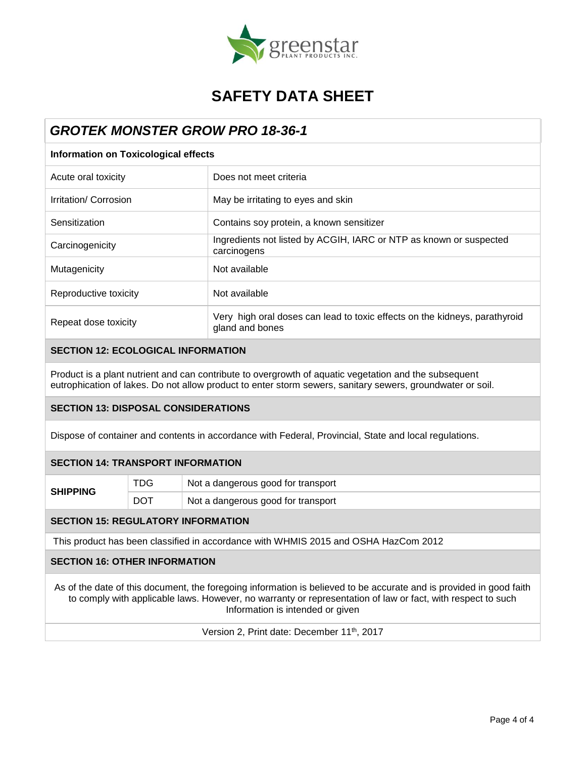# SAFETY DATA SHEET

## *GROTEK MONSTER GROW PRO 18-36-1*

**Information on Toxicological effects**

| | |
|---|---|
| Acute oral toxicity | Does not meet criteria |
| Irritation/ Corrosion | May be irritating to eyes and skin |
| Sensitization | Contains soy protein, a known sensitizer |
| Carcinogenicity | Ingredients not listed by ACGIH, IARC or NTP as known or suspected carcinogens |
| Mutagenicity | Not available |
| Reproductive toxicity | Not available |
| Repeat dose toxicity | Very high oral doses can lead to toxic effects on the kidneys, parathyroid gland and bones |

### SECTION 12: ECOLOGICAL INFORMATION

Product is a plant nutrient and can contribute to overgrowth of aquatic vegetation and the subsequent eutrophication of lakes. Do not allow product to enter storm sewers, sanitary sewers, groundwater or soil.

### SECTION 13: DISPOSAL CONSIDERATIONS

Dispose of container and contents in accordance with Federal, Provincial, State and local regulations.

### SECTION 14: TRANSPORT INFORMATION

| | | |
|---|---|---|
| **SHIPPING** | TDG | Not a dangerous good for transport |
| | DOT | Not a dangerous good for transport |

### SECTION 15: REGULATORY INFORMATION

This product has been classified in accordance with WHMIS 2015 and OSHA HazCom 2012

### SECTION 16: OTHER INFORMATION

As of the date of this document, the foregoing information is believed to be accurate and is provided in good faith to comply with applicable laws. However, no warranty or representation of law or fact, with respect to such Information is intended or given

Version 2, Print date: December 11th, 2017